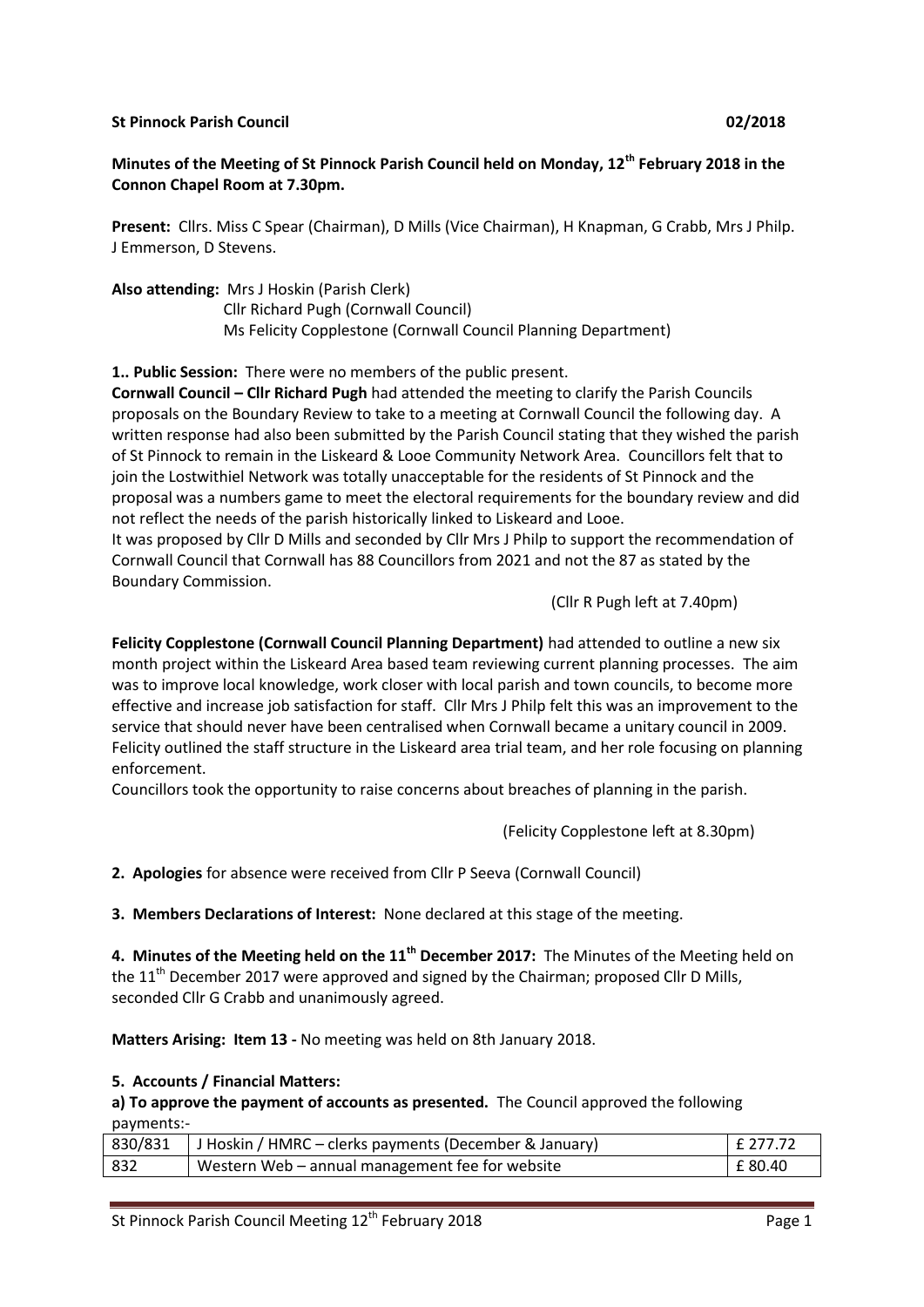**St Pinnock Parish Council 02/2018**

**Minutes of the Meeting of St Pinnock Parish Council held on Monday, 12th February 2018 in the Connon Chapel Room at 7.30pm.**

**Present:** Cllrs. Miss C Spear (Chairman), D Mills (Vice Chairman), H Knapman, G Crabb, Mrs J Philp. J Emmerson, D Stevens.

**Also attending:** Mrs J Hoskin (Parish Clerk)
Cllr Richard Pugh (Cornwall Council)
Ms Felicity Copplestone (Cornwall Council Planning Department)

**1.. Public Session:** There were no members of the public present.

**Cornwall Council – Cllr Richard Pugh** had attended the meeting to clarify the Parish Councils proposals on the Boundary Review to take to a meeting at Cornwall Council the following day. A written response had also been submitted by the Parish Council stating that they wished the parish of St Pinnock to remain in the Liskeard & Looe Community Network Area. Councillors felt that to join the Lostwithiel Network was totally unacceptable for the residents of St Pinnock and the proposal was a numbers game to meet the electoral requirements for the boundary review and did not reflect the needs of the parish historically linked to Liskeard and Looe.

It was proposed by Cllr D Mills and seconded by Cllr Mrs J Philp to support the recommendation of Cornwall Council that Cornwall has 88 Councillors from 2021 and not the 87 as stated by the Boundary Commission.

(Cllr R Pugh left at 7.40pm)

**Felicity Copplestone (Cornwall Council Planning Department)** had attended to outline a new six month project within the Liskeard Area based team reviewing current planning processes. The aim was to improve local knowledge, work closer with local parish and town councils, to become more effective and increase job satisfaction for staff. Cllr Mrs J Philp felt this was an improvement to the service that should never have been centralised when Cornwall became a unitary council in 2009. Felicity outlined the staff structure in the Liskeard area trial team, and her role focusing on planning enforcement.

Councillors took the opportunity to raise concerns about breaches of planning in the parish.

(Felicity Copplestone left at 8.30pm)

**2. Apologies** for absence were received from Cllr P Seeva (Cornwall Council)

**3. Members Declarations of Interest:** None declared at this stage of the meeting.

**4. Minutes of the Meeting held on the 11th December 2017:** The Minutes of the Meeting held on the 11th December 2017 were approved and signed by the Chairman; proposed Cllr D Mills, seconded Cllr G Crabb and unanimously agreed.

**Matters Arising: Item 13 -** No meeting was held on 8th January 2018.

**5. Accounts / Financial Matters:**

**a) To approve the payment of accounts as presented.** The Council approved the following payments:-

| | | |
|---|---|---|
| 830/831 | J Hoskin / HMRC – clerks payments (December & January) | £ 277.72 |
| 832 | Western Web – annual management fee for website | £ 80.40 |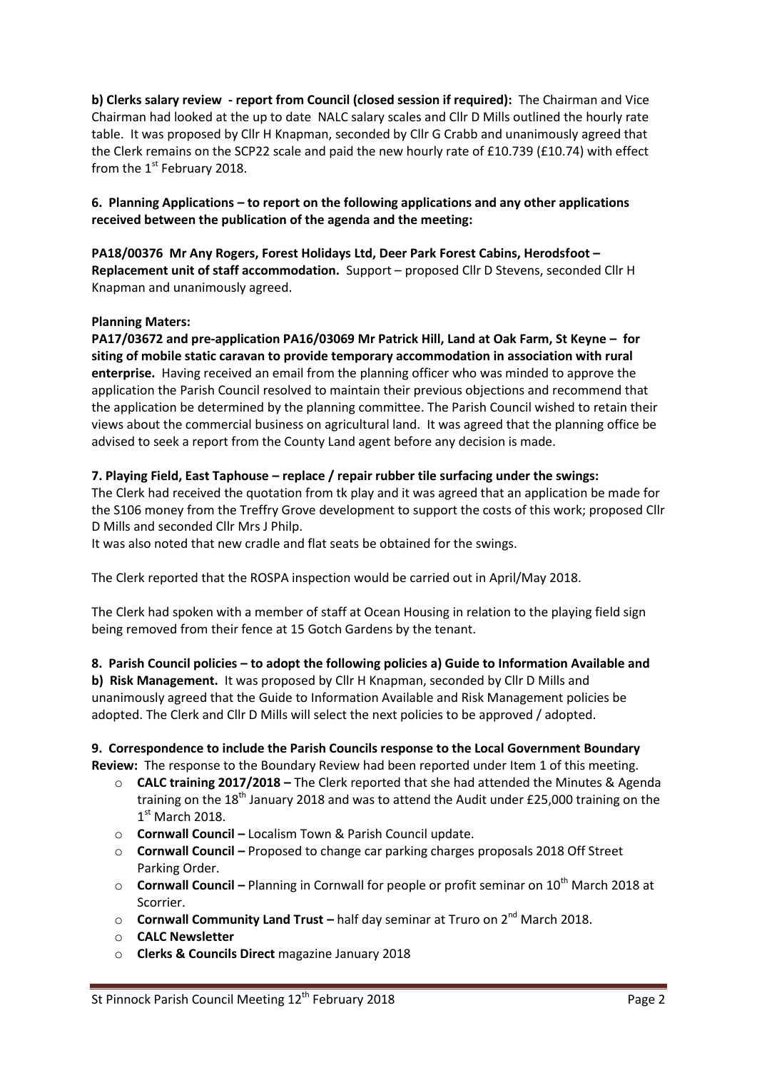**b) Clerks salary review - report from Council (closed session if required):** The Chairman and Vice Chairman had looked at the up to date NALC salary scales and Cllr D Mills outlined the hourly rate table. It was proposed by Cllr H Knapman, seconded by Cllr G Crabb and unanimously agreed that the Clerk remains on the SCP22 scale and paid the new hourly rate of £10.739 (£10.74) with effect from the 1st February 2018.

**6. Planning Applications – to report on the following applications and any other applications received between the publication of the agenda and the meeting:**

**PA18/00376 Mr Any Rogers, Forest Holidays Ltd, Deer Park Forest Cabins, Herodsfoot – Replacement unit of staff accommodation.** Support – proposed Cllr D Stevens, seconded Cllr H Knapman and unanimously agreed.

**Planning Maters:**

**PA17/03672 and pre-application PA16/03069 Mr Patrick Hill, Land at Oak Farm, St Keyne – for siting of mobile static caravan to provide temporary accommodation in association with rural enterprise.** Having received an email from the planning officer who was minded to approve the application the Parish Council resolved to maintain their previous objections and recommend that the application be determined by the planning committee. The Parish Council wished to retain their views about the commercial business on agricultural land. It was agreed that the planning office be advised to seek a report from the County Land agent before any decision is made.

**7. Playing Field, East Taphouse – replace / repair rubber tile surfacing under the swings:**

The Clerk had received the quotation from tk play and it was agreed that an application be made for the S106 money from the Treffry Grove development to support the costs of this work; proposed Cllr D Mills and seconded Cllr Mrs J Philp.

It was also noted that new cradle and flat seats be obtained for the swings.

The Clerk reported that the ROSPA inspection would be carried out in April/May 2018.

The Clerk had spoken with a member of staff at Ocean Housing in relation to the playing field sign being removed from their fence at 15 Gotch Gardens by the tenant.

**8. Parish Council policies – to adopt the following policies a) Guide to Information Available and b) Risk Management.** It was proposed by Cllr H Knapman, seconded by Cllr D Mills and unanimously agreed that the Guide to Information Available and Risk Management policies be adopted. The Clerk and Cllr D Mills will select the next policies to be approved / adopted.

**9. Correspondence to include the Parish Councils response to the Local Government Boundary Review:** The response to the Boundary Review had been reported under Item 1 of this meeting.

- **CALC training 2017/2018 –** The Clerk reported that she had attended the Minutes & Agenda training on the 18th January 2018 and was to attend the Audit under £25,000 training on the 1st March 2018.
- **Cornwall Council –** Localism Town & Parish Council update.
- **Cornwall Council –** Proposed to change car parking charges proposals 2018 Off Street Parking Order.
- **Cornwall Council –** Planning in Cornwall for people or profit seminar on 10th March 2018 at Scorrier.
- **Cornwall Community Land Trust –** half day seminar at Truro on 2nd March 2018.
- **CALC Newsletter**
- **Clerks & Councils Direct** magazine January 2018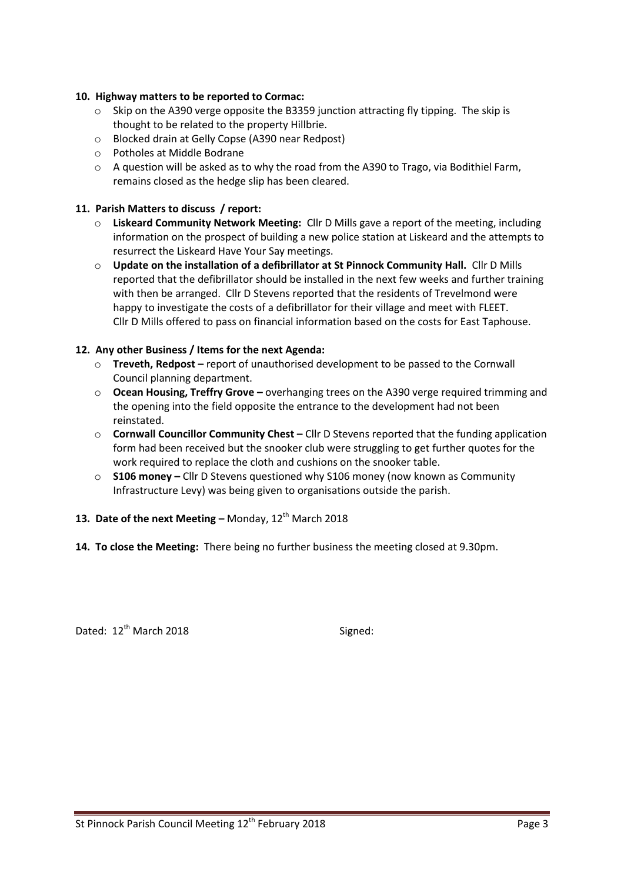**10. Highway matters to be reported to Cormac:**

- Skip on the A390 verge opposite the B3359 junction attracting fly tipping. The skip is thought to be related to the property Hillbrie.
- Blocked drain at Gelly Copse (A390 near Redpost)
- Potholes at Middle Bodrane
- A question will be asked as to why the road from the A390 to Trago, via Bodithiel Farm, remains closed as the hedge slip has been cleared.

**11. Parish Matters to discuss / report:**

- **Liskeard Community Network Meeting:** Cllr D Mills gave a report of the meeting, including information on the prospect of building a new police station at Liskeard and the attempts to resurrect the Liskeard Have Your Say meetings.
- **Update on the installation of a defibrillator at St Pinnock Community Hall.** Cllr D Mills reported that the defibrillator should be installed in the next few weeks and further training with then be arranged. Cllr D Stevens reported that the residents of Trevelmond were happy to investigate the costs of a defibrillator for their village and meet with FLEET. Cllr D Mills offered to pass on financial information based on the costs for East Taphouse.

**12. Any other Business / Items for the next Agenda:**

- **Treveth, Redpost –** report of unauthorised development to be passed to the Cornwall Council planning department.
- **Ocean Housing, Treffry Grove –** overhanging trees on the A390 verge required trimming and the opening into the field opposite the entrance to the development had not been reinstated.
- **Cornwall Councillor Community Chest –** Cllr D Stevens reported that the funding application form had been received but the snooker club were struggling to get further quotes for the work required to replace the cloth and cushions on the snooker table.
- **S106 money –** Cllr D Stevens questioned why S106 money (now known as Community Infrastructure Levy) was being given to organisations outside the parish.

**13. Date of the next Meeting –** Monday, 12th March 2018

**14. To close the Meeting:** There being no further business the meeting closed at 9.30pm.

Dated: 12th March 2018 Signed: